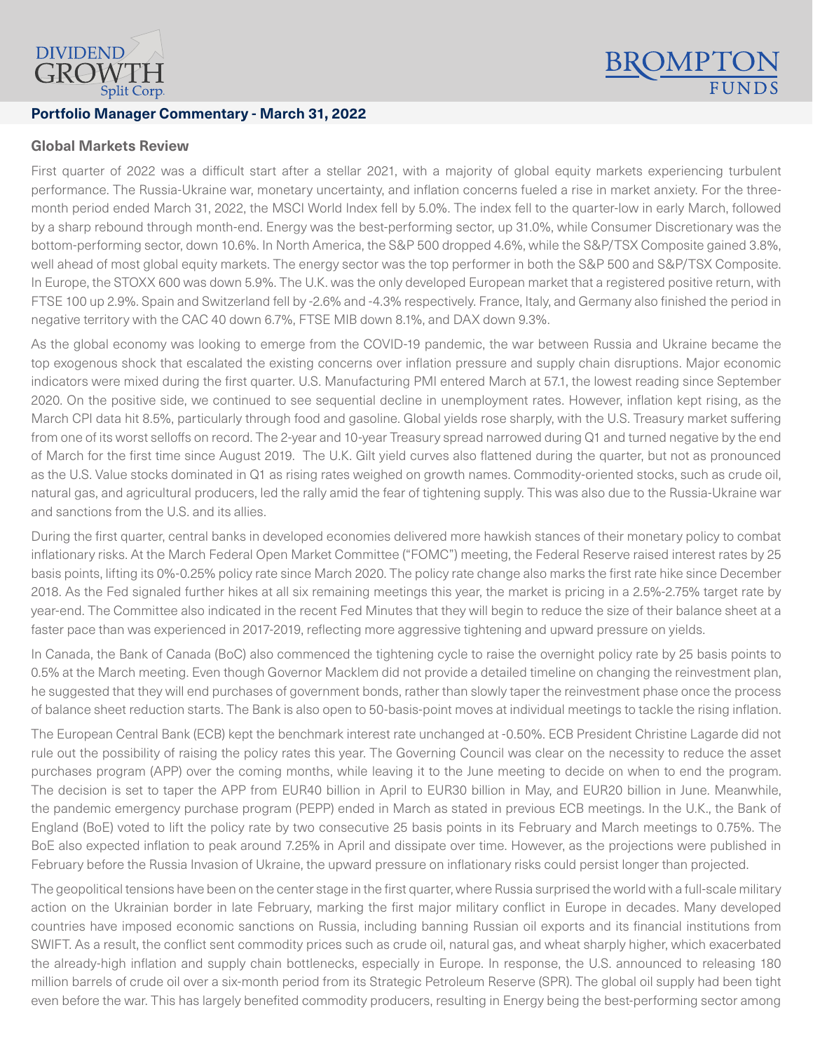## Portfolio Manager Commentary - March 31, 2022

### Global Markets Review

First quarter of 2022 was a difficult start after a stellar 2021, with a majority of global equity markets experiencing turbulent performance. The Russia-Ukraine war, monetary uncertainty, and inflation concerns fueled a rise in market anxiety. For the three-month period ended March 31, 2022, the MSCI World Index fell by 5.0%. The index fell to the quarter-low in early March, followed by a sharp rebound through month-end. Energy was the best-performing sector, up 31.0%, while Consumer Discretionary was the bottom-performing sector, down 10.6%. In North America, the S&P 500 dropped 4.6%, while the S&P/TSX Composite gained 3.8%, well ahead of most global equity markets. The energy sector was the top performer in both the S&P 500 and S&P/TSX Composite. In Europe, the STOXX 600 was down 5.9%. The U.K. was the only developed European market that a registered positive return, with FTSE 100 up 2.9%. Spain and Switzerland fell by -2.6% and -4.3% respectively. France, Italy, and Germany also finished the period in negative territory with the CAC 40 down 6.7%, FTSE MIB down 8.1%, and DAX down 9.3%.

As the global economy was looking to emerge from the COVID-19 pandemic, the war between Russia and Ukraine became the top exogenous shock that escalated the existing concerns over inflation pressure and supply chain disruptions. Major economic indicators were mixed during the first quarter. U.S. Manufacturing PMI entered March at 57.1, the lowest reading since September 2020. On the positive side, we continued to see sequential decline in unemployment rates. However, inflation kept rising, as the March CPI data hit 8.5%, particularly through food and gasoline. Global yields rose sharply, with the U.S. Treasury market suffering from one of its worst selloffs on record. The 2-year and 10-year Treasury spread narrowed during Q1 and turned negative by the end of March for the first time since August 2019. The U.K. Gilt yield curves also flattened during the quarter, but not as pronounced as the U.S. Value stocks dominated in Q1 as rising rates weighed on growth names. Commodity-oriented stocks, such as crude oil, natural gas, and agricultural producers, led the rally amid the fear of tightening supply. This was also due to the Russia-Ukraine war and sanctions from the U.S. and its allies.

During the first quarter, central banks in developed economies delivered more hawkish stances of their monetary policy to combat inflationary risks. At the March Federal Open Market Committee ("FOMC") meeting, the Federal Reserve raised interest rates by 25 basis points, lifting its 0%-0.25% policy rate since March 2020. The policy rate change also marks the first rate hike since December 2018. As the Fed signaled further hikes at all six remaining meetings this year, the market is pricing in a 2.5%-2.75% target rate by year-end. The Committee also indicated in the recent Fed Minutes that they will begin to reduce the size of their balance sheet at a faster pace than was experienced in 2017-2019, reflecting more aggressive tightening and upward pressure on yields.

In Canada, the Bank of Canada (BoC) also commenced the tightening cycle to raise the overnight policy rate by 25 basis points to 0.5% at the March meeting. Even though Governor Macklem did not provide a detailed timeline on changing the reinvestment plan, he suggested that they will end purchases of government bonds, rather than slowly taper the reinvestment phase once the process of balance sheet reduction starts. The Bank is also open to 50-basis-point moves at individual meetings to tackle the rising inflation.

The European Central Bank (ECB) kept the benchmark interest rate unchanged at -0.50%. ECB President Christine Lagarde did not rule out the possibility of raising the policy rates this year. The Governing Council was clear on the necessity to reduce the asset purchases program (APP) over the coming months, while leaving it to the June meeting to decide on when to end the program. The decision is set to taper the APP from EUR40 billion in April to EUR30 billion in May, and EUR20 billion in June. Meanwhile, the pandemic emergency purchase program (PEPP) ended in March as stated in previous ECB meetings. In the U.K., the Bank of England (BoE) voted to lift the policy rate by two consecutive 25 basis points in its February and March meetings to 0.75%. The BoE also expected inflation to peak around 7.25% in April and dissipate over time. However, as the projections were published in February before the Russia Invasion of Ukraine, the upward pressure on inflationary risks could persist longer than projected.

The geopolitical tensions have been on the center stage in the first quarter, where Russia surprised the world with a full-scale military action on the Ukrainian border in late February, marking the first major military conflict in Europe in decades. Many developed countries have imposed economic sanctions on Russia, including banning Russian oil exports and its financial institutions from SWIFT. As a result, the conflict sent commodity prices such as crude oil, natural gas, and wheat sharply higher, which exacerbated the already-high inflation and supply chain bottlenecks, especially in Europe. In response, the U.S. announced to releasing 180 million barrels of crude oil over a six-month period from its Strategic Petroleum Reserve (SPR). The global oil supply had been tight even before the war. This has largely benefited commodity producers, resulting in Energy being the best-performing sector among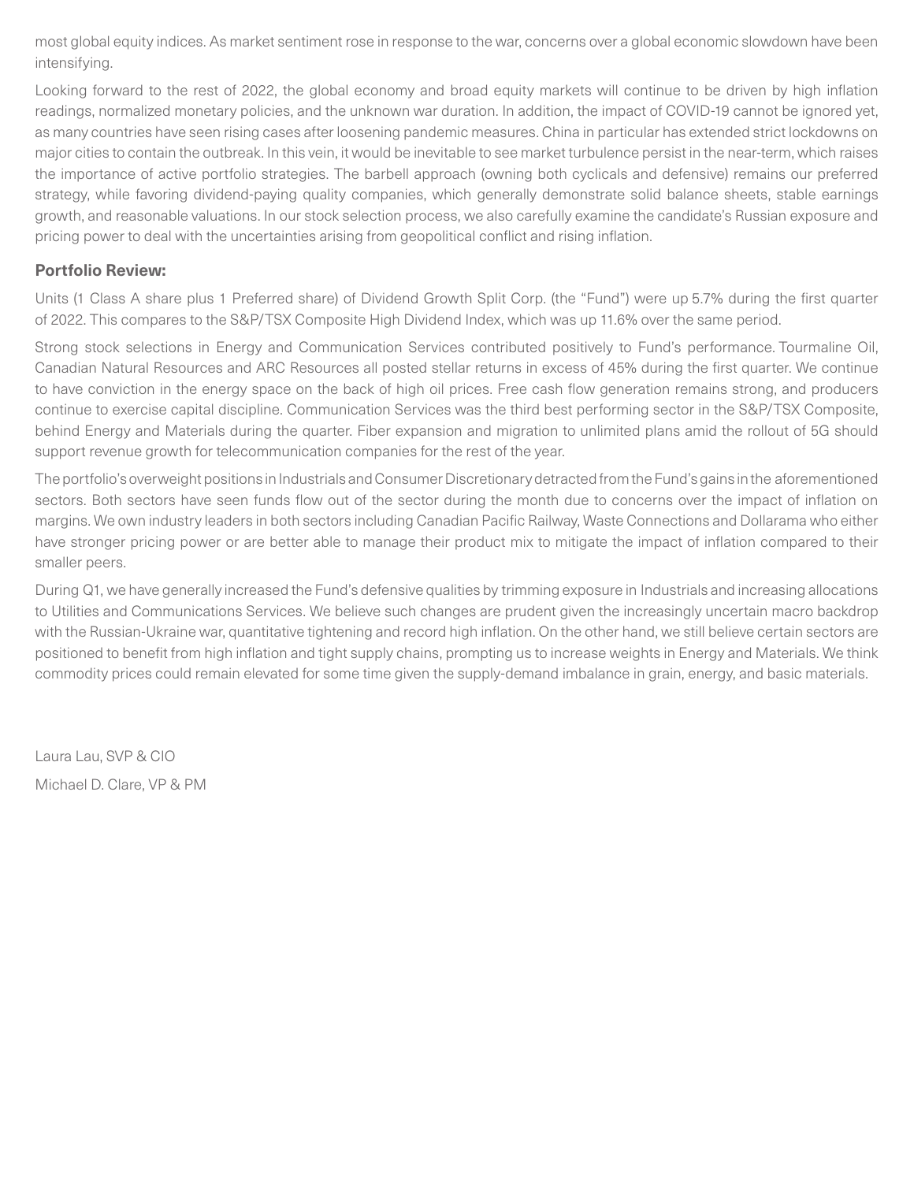most global equity indices. As market sentiment rose in response to the war, concerns over a global economic slowdown have been intensifying.

Looking forward to the rest of 2022, the global economy and broad equity markets will continue to be driven by high inflation readings, normalized monetary policies, and the unknown war duration. In addition, the impact of COVID-19 cannot be ignored yet, as many countries have seen rising cases after loosening pandemic measures. China in particular has extended strict lockdowns on major cities to contain the outbreak. In this vein, it would be inevitable to see market turbulence persist in the near-term, which raises the importance of active portfolio strategies. The barbell approach (owning both cyclicals and defensive) remains our preferred strategy, while favoring dividend-paying quality companies, which generally demonstrate solid balance sheets, stable earnings growth, and reasonable valuations. In our stock selection process, we also carefully examine the candidate's Russian exposure and pricing power to deal with the uncertainties arising from geopolitical conflict and rising inflation.

**Portfolio Review:**

Units (1 Class A share plus 1 Preferred share) of Dividend Growth Split Corp. (the "Fund") were up 5.7% during the first quarter of 2022. This compares to the S&P/TSX Composite High Dividend Index, which was up 11.6% over the same period.

Strong stock selections in Energy and Communication Services contributed positively to Fund's performance. Tourmaline Oil, Canadian Natural Resources and ARC Resources all posted stellar returns in excess of 45% during the first quarter. We continue to have conviction in the energy space on the back of high oil prices. Free cash flow generation remains strong, and producers continue to exercise capital discipline. Communication Services was the third best performing sector in the S&P/TSX Composite, behind Energy and Materials during the quarter. Fiber expansion and migration to unlimited plans amid the rollout of 5G should support revenue growth for telecommunication companies for the rest of the year.

The portfolio's overweight positions in Industrials and Consumer Discretionary detracted from the Fund's gains in the aforementioned sectors. Both sectors have seen funds flow out of the sector during the month due to concerns over the impact of inflation on margins. We own industry leaders in both sectors including Canadian Pacific Railway, Waste Connections and Dollarama who either have stronger pricing power or are better able to manage their product mix to mitigate the impact of inflation compared to their smaller peers.

During Q1, we have generally increased the Fund's defensive qualities by trimming exposure in Industrials and increasing allocations to Utilities and Communications Services. We believe such changes are prudent given the increasingly uncertain macro backdrop with the Russian-Ukraine war, quantitative tightening and record high inflation. On the other hand, we still believe certain sectors are positioned to benefit from high inflation and tight supply chains, prompting us to increase weights in Energy and Materials. We think commodity prices could remain elevated for some time given the supply-demand imbalance in grain, energy, and basic materials.

Laura Lau, SVP & CIO

Michael D. Clare, VP & PM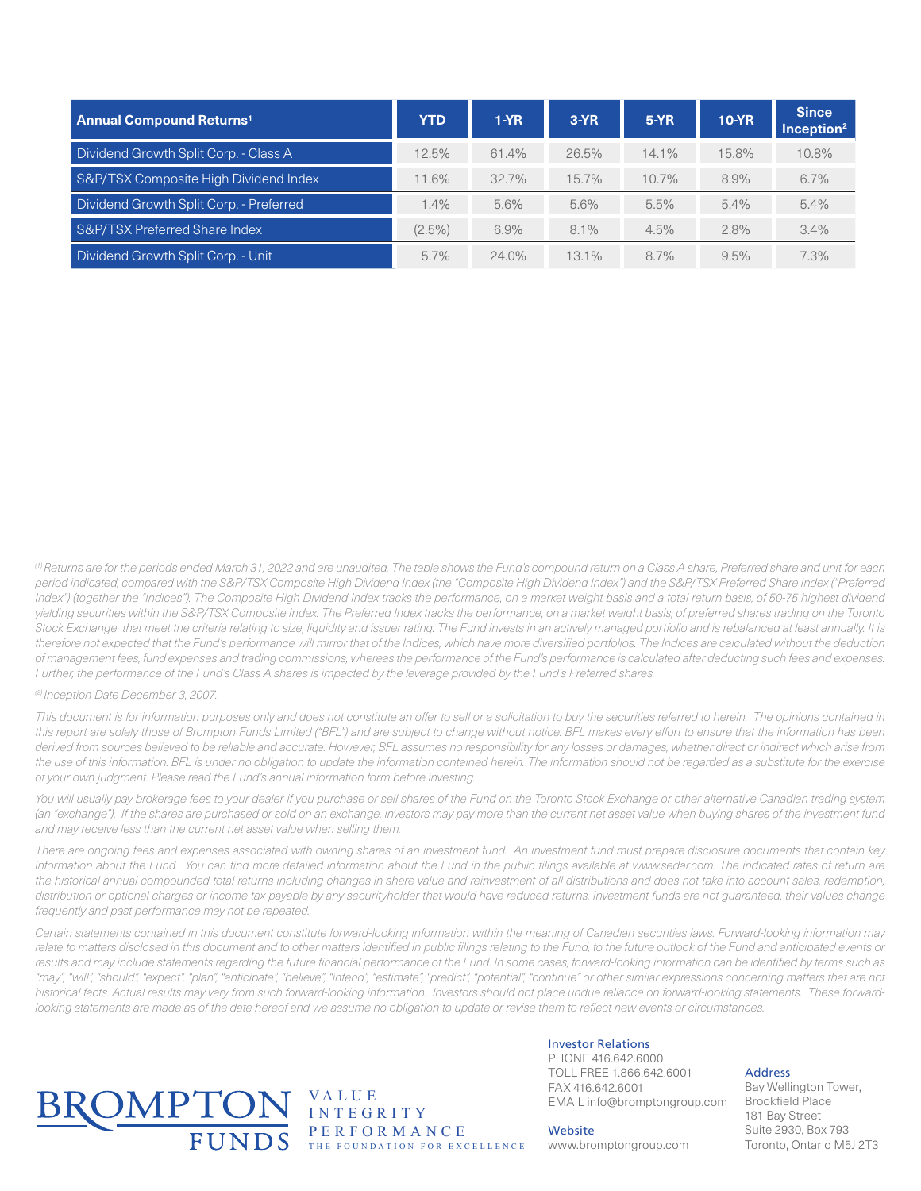| Annual Compound Returns[1] | YTD | 1-YR | 3-YR | 5-YR | 10-YR | Since Inception[2] |
|---|---|---|---|---|---|---|
| Dividend Growth Split Corp. - Class A | 12.5% | 61.4% | 26.5% | 14.1% | 15.8% | 10.8% |
| S&P/TSX Composite High Dividend Index | 11.6% | 32.7% | 15.7% | 10.7% | 8.9% | 6.7% |
| Dividend Growth Split Corp. - Preferred | 1.4% | 5.6% | 5.6% | 5.5% | 5.4% | 5.4% |
| S&P/TSX Preferred Share Index | (2.5%) | 6.9% | 8.1% | 4.5% | 2.8% | 3.4% |
| Dividend Growth Split Corp. - Unit | 5.7% | 24.0% | 13.1% | 8.7% | 9.5% | 7.3% |

*[1] Returns are for the periods ended March 31, 2022 and are unaudited. The table shows the Fund's compound return on a Class A share, Preferred share and unit for each period indicated, compared with the S&P/TSX Composite High Dividend Index (the "Composite High Dividend Index") and the S&P/TSX Preferred Share Index ("Preferred Index") (together the "Indices"). The Composite High Dividend Index tracks the performance, on a market weight basis and a total return basis, of 50-75 highest dividend yielding securities within the S&P/TSX Composite Index. The Preferred Index tracks the performance, on a market weight basis, of preferred shares trading on the Toronto Stock Exchange that meet the criteria relating to size, liquidity and issuer rating. The Fund invests in an actively managed portfolio and is rebalanced at least annually. It is therefore not expected that the Fund's performance will mirror that of the Indices, which have more diversified portfolios. The Indices are calculated without the deduction of management fees, fund expenses and trading commissions, whereas the performance of the Fund's performance is calculated after deducting such fees and expenses. Further, the performance of the Fund's Class A shares is impacted by the leverage provided by the Fund's Preferred shares.*

*[2] Inception Date December 3, 2007.*

*This document is for information purposes only and does not constitute an offer to sell or a solicitation to buy the securities referred to herein. The opinions contained in this report are solely those of Brompton Funds Limited ("BFL") and are subject to change without notice. BFL makes every effort to ensure that the information has been derived from sources believed to be reliable and accurate. However, BFL assumes no responsibility for any losses or damages, whether direct or indirect which arise from the use of this information. BFL is under no obligation to update the information contained herein. The information should not be regarded as a substitute for the exercise of your own judgment. Please read the Fund's annual information form before investing.*

*You will usually pay brokerage fees to your dealer if you purchase or sell shares of the Fund on the Toronto Stock Exchange or other alternative Canadian trading system (an "exchange"). If the shares are purchased or sold on an exchange, investors may pay more than the current net asset value when buying shares of the investment fund and may receive less than the current net asset value when selling them.*

*There are ongoing fees and expenses associated with owning shares of an investment fund. An investment fund must prepare disclosure documents that contain key information about the Fund. You can find more detailed information about the Fund in the public filings available at www.sedar.com. The indicated rates of return are the historical annual compounded total returns including changes in share value and reinvestment of all distributions and does not take into account sales, redemption, distribution or optional charges or income tax payable by any securityholder that would have reduced returns. Investment funds are not guaranteed, their values change frequently and past performance may not be repeated.*

*Certain statements contained in this document constitute forward-looking information within the meaning of Canadian securities laws. Forward-looking information may relate to matters disclosed in this document and to other matters identified in public filings relating to the Fund, to the future outlook of the Fund and anticipated events or results and may include statements regarding the future financial performance of the Fund. In some cases, forward-looking information can be identified by terms such as "may", "will", "should", "expect", "plan", "anticipate", "believe", "intend", "estimate", "predict", "potential", "continue" or other similar expressions concerning matters that are not historical facts. Actual results may vary from such forward-looking information. Investors should not place undue reliance on forward-looking statements. These forward-looking statements are made as of the date hereof and we assume no obligation to update or revise them to reflect new events or circumstances.*

BROMPTON FUNDS

VALUE INTEGRITY PERFORMANCE
THE FOUNDATION FOR EXCELLENCE

**Investor Relations**
PHONE 416.642.6000
TOLL FREE 1.866.642.6001
FAX 416.642.6001
EMAIL info@bromptongroup.com

**Website**
www.bromptongroup.com

**Address**
Bay Wellington Tower,
Brookfield Place
181 Bay Street
Suite 2930, Box 793
Toronto, Ontario M5J 2T3